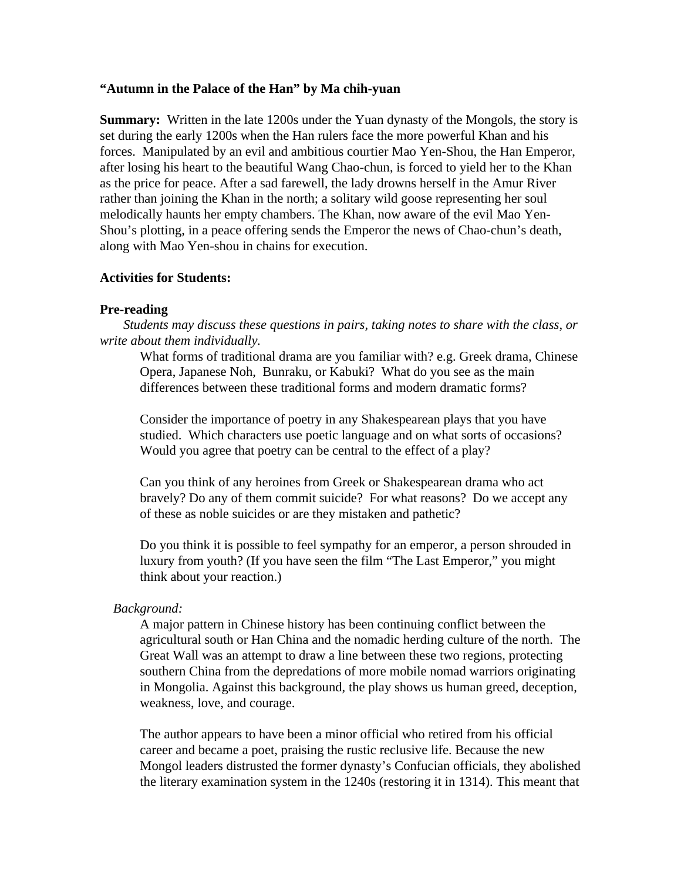**"Autumn in the Palace of the Han" by Ma chih-yuan**

**Summary:** Written in the late 1200s under the Yuan dynasty of the Mongols, the story is set during the early 1200s when the Han rulers face the more powerful Khan and his forces. Manipulated by an evil and ambitious courtier Mao Yen-Shou, the Han Emperor, after losing his heart to the beautiful Wang Chao-chun, is forced to yield her to the Khan as the price for peace. After a sad farewell, the lady drowns herself in the Amur River rather than joining the Khan in the north; a solitary wild goose representing her soul melodically haunts her empty chambers. The Khan, now aware of the evil Mao Yen-Shou's plotting, in a peace offering sends the Emperor the news of Chao-chun's death, along with Mao Yen-shou in chains for execution.

**Activities for Students:**

**Pre-reading**

*Students may discuss these questions in pairs, taking notes to share with the class, or write about them individually.*

What forms of traditional drama are you familiar with? e.g. Greek drama, Chinese Opera, Japanese Noh, Bunraku, or Kabuki? What do you see as the main differences between these traditional forms and modern dramatic forms?

Consider the importance of poetry in any Shakespearean plays that you have studied. Which characters use poetic language and on what sorts of occasions? Would you agree that poetry can be central to the effect of a play?

Can you think of any heroines from Greek or Shakespearean drama who act bravely? Do any of them commit suicide? For what reasons? Do we accept any of these as noble suicides or are they mistaken and pathetic?

Do you think it is possible to feel sympathy for an emperor, a person shrouded in luxury from youth? (If you have seen the film "The Last Emperor," you might think about your reaction.)

*Background:*

A major pattern in Chinese history has been continuing conflict between the agricultural south or Han China and the nomadic herding culture of the north. The Great Wall was an attempt to draw a line between these two regions, protecting southern China from the depredations of more mobile nomad warriors originating in Mongolia. Against this background, the play shows us human greed, deception, weakness, love, and courage.

The author appears to have been a minor official who retired from his official career and became a poet, praising the rustic reclusive life. Because the new Mongol leaders distrusted the former dynasty's Confucian officials, they abolished the literary examination system in the 1240s (restoring it in 1314). This meant that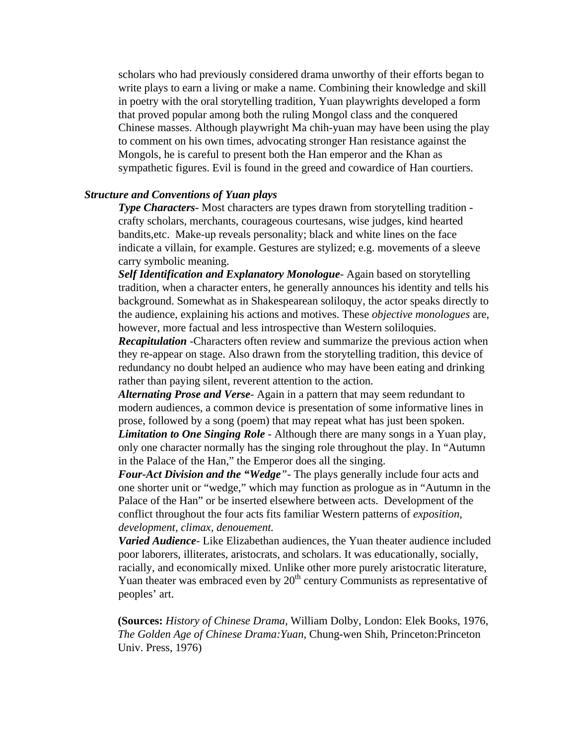scholars who had previously considered drama unworthy of their efforts began to write plays to earn a living or make a name. Combining their knowledge and skill in poetry with the oral storytelling tradition, Yuan playwrights developed a form that proved popular among both the ruling Mongol class and the conquered Chinese masses. Although playwright Ma chih-yuan may have been using the play to comment on his own times, advocating stronger Han resistance against the Mongols, he is careful to present both the Han emperor and the Khan as sympathetic figures. Evil is found in the greed and cowardice of Han courtiers.

### *Structure and Conventions of Yuan plays*

***Type Characters***- Most characters are types drawn from storytelling tradition - crafty scholars, merchants, courageous courtesans, wise judges, kind hearted bandits,etc. Make-up reveals personality; black and white lines on the face indicate a villain, for example. Gestures are stylized; e.g. movements of a sleeve carry symbolic meaning.

***Self Identification and Explanatory Monologue***- Again based on storytelling tradition, when a character enters, he generally announces his identity and tells his background. Somewhat as in Shakespearean soliloquy, the actor speaks directly to the audience, explaining his actions and motives. These *objective monologues* are, however, more factual and less introspective than Western soliloquies.

***Recapitulation*** -Characters often review and summarize the previous action when they re-appear on stage. Also drawn from the storytelling tradition, this device of redundancy no doubt helped an audience who may have been eating and drinking rather than paying silent, reverent attention to the action.

***Alternating Prose and Verse***- Again in a pattern that may seem redundant to modern audiences, a common device is presentation of some informative lines in prose, followed by a song (poem) that may repeat what has just been spoken.

***Limitation to One Singing Role*** - Although there are many songs in a Yuan play, only one character normally has the singing role throughout the play. In "Autumn in the Palace of the Han," the Emperor does all the singing.

***Four-Act Division and the "Wedge"***- The plays generally include four acts and one shorter unit or "wedge," which may function as prologue as in "Autumn in the Palace of the Han" or be inserted elsewhere between acts. Development of the conflict throughout the four acts fits familiar Western patterns of *exposition, development, climax, denouement.*

***Varied Audience***- Like Elizabethan audiences, the Yuan theater audience included poor laborers, illiterates, aristocrats, and scholars. It was educationally, socially, racially, and economically mixed. Unlike other more purely aristocratic literature, Yuan theater was embraced even by 20th century Communists as representative of peoples' art.

**(Sources:** *History of Chinese Drama*, William Dolby, London: Elek Books, 1976, *The Golden Age of Chinese Drama:Yuan,* Chung-wen Shih, Princeton:Princeton Univ. Press, 1976)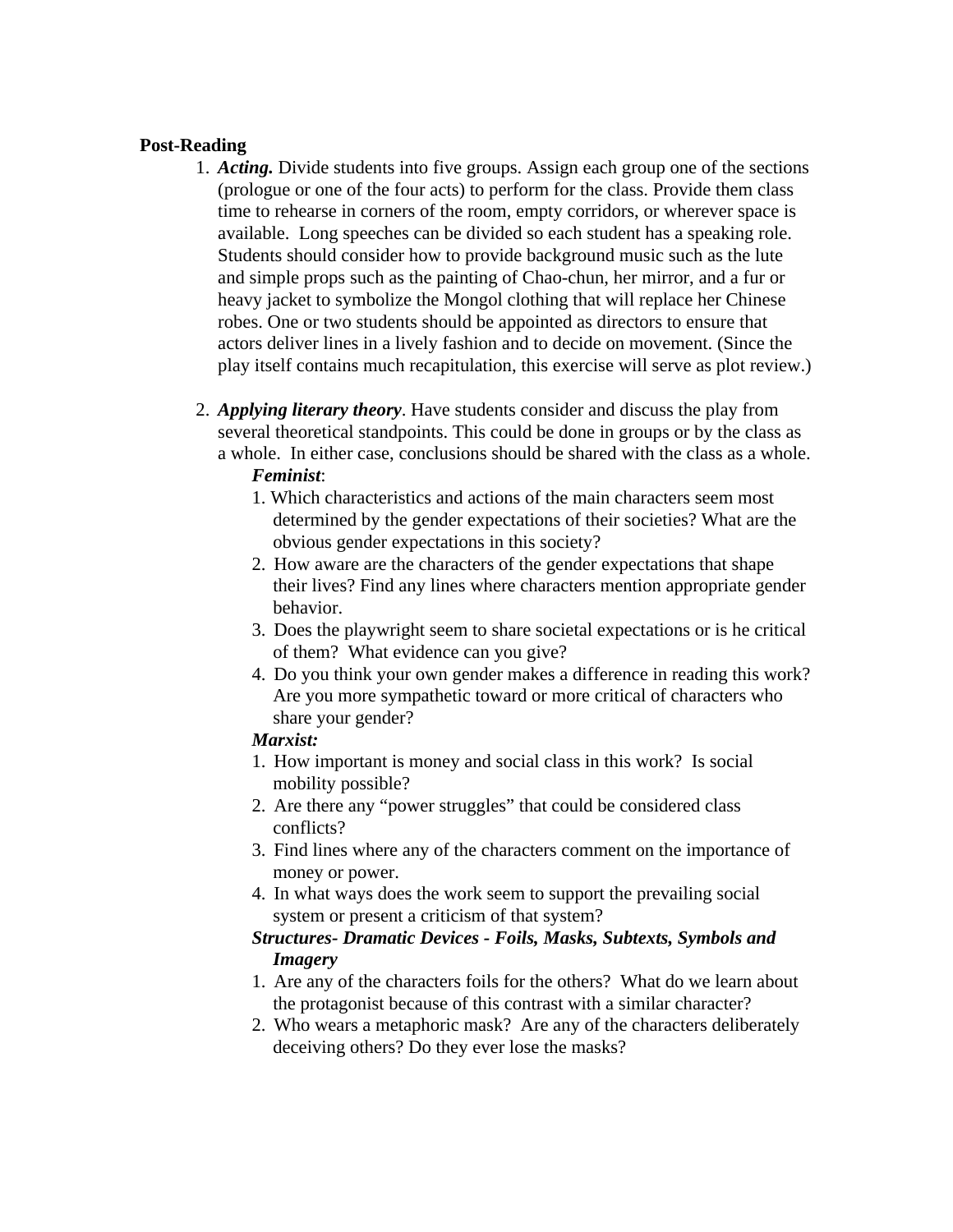**Post-Reading**

1. ***Acting.*** Divide students into five groups. Assign each group one of the sections (prologue or one of the four acts) to perform for the class. Provide them class time to rehearse in corners of the room, empty corridors, or wherever space is available. Long speeches can be divided so each student has a speaking role. Students should consider how to provide background music such as the lute and simple props such as the painting of Chao-chun, her mirror, and a fur or heavy jacket to symbolize the Mongol clothing that will replace her Chinese robes. One or two students should be appointed as directors to ensure that actors deliver lines in a lively fashion and to decide on movement. (Since the play itself contains much recapitulation, this exercise will serve as plot review.)

2. ***Applying literary theory***. Have students consider and discuss the play from several theoretical standpoints. This could be done in groups or by the class as a whole. In either case, conclusions should be shared with the class as a whole.

   ***Feminist***:
   1. Which characteristics and actions of the main characters seem most determined by the gender expectations of their societies? What are the obvious gender expectations in this society?
   2. How aware are the characters of the gender expectations that shape their lives? Find any lines where characters mention appropriate gender behavior.
   3. Does the playwright seem to share societal expectations or is he critical of them? What evidence can you give?
   4. Do you think your own gender makes a difference in reading this work? Are you more sympathetic toward or more critical of characters who share your gender?

   ***Marxist:***
   1. How important is money and social class in this work? Is social mobility possible?
   2. Are there any "power struggles" that could be considered class conflicts?
   3. Find lines where any of the characters comment on the importance of money or power.
   4. In what ways does the work seem to support the prevailing social system or present a criticism of that system?

   ***Structures- Dramatic Devices - Foils, Masks, Subtexts, Symbols and Imagery***
   1. Are any of the characters foils for the others? What do we learn about the protagonist because of this contrast with a similar character?
   2. Who wears a metaphoric mask? Are any of the characters deliberately deceiving others? Do they ever lose the masks?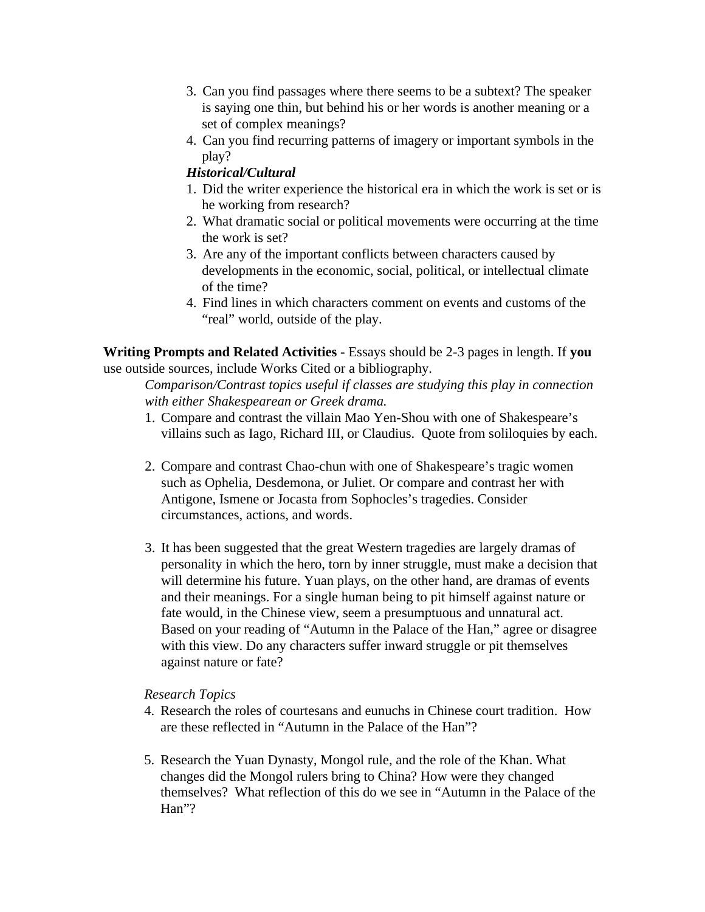3. Can you find passages where there seems to be a subtext? The speaker is saying one thin, but behind his or her words is another meaning or a set of complex meanings?
4. Can you find recurring patterns of imagery or important symbols in the play?

***Historical/Cultural***

1. Did the writer experience the historical era in which the work is set or is he working from research?
2. What dramatic social or political movements were occurring at the time the work is set?
3. Are any of the important conflicts between characters caused by developments in the economic, social, political, or intellectual climate of the time?
4. Find lines in which characters comment on events and customs of the "real" world, outside of the play.

**Writing Prompts and Related Activities -** Essays should be 2-3 pages in length. If **you** use outside sources, include Works Cited or a bibliography.

*Comparison/Contrast topics useful if classes are studying this play in connection with either Shakespearean or Greek drama.*

1. Compare and contrast the villain Mao Yen-Shou with one of Shakespeare's villains such as Iago, Richard III, or Claudius. Quote from soliloquies by each.

2. Compare and contrast Chao-chun with one of Shakespeare's tragic women such as Ophelia, Desdemona, or Juliet. Or compare and contrast her with Antigone, Ismene or Jocasta from Sophocles's tragedies. Consider circumstances, actions, and words.

3. It has been suggested that the great Western tragedies are largely dramas of personality in which the hero, torn by inner struggle, must make a decision that will determine his future. Yuan plays, on the other hand, are dramas of events and their meanings. For a single human being to pit himself against nature or fate would, in the Chinese view, seem a presumptuous and unnatural act. Based on your reading of "Autumn in the Palace of the Han," agree or disagree with this view. Do any characters suffer inward struggle or pit themselves against nature or fate?

*Research Topics*

4. Research the roles of courtesans and eunuchs in Chinese court tradition. How are these reflected in "Autumn in the Palace of the Han"?

5. Research the Yuan Dynasty, Mongol rule, and the role of the Khan. What changes did the Mongol rulers bring to China? How were they changed themselves? What reflection of this do we see in "Autumn in the Palace of the Han"?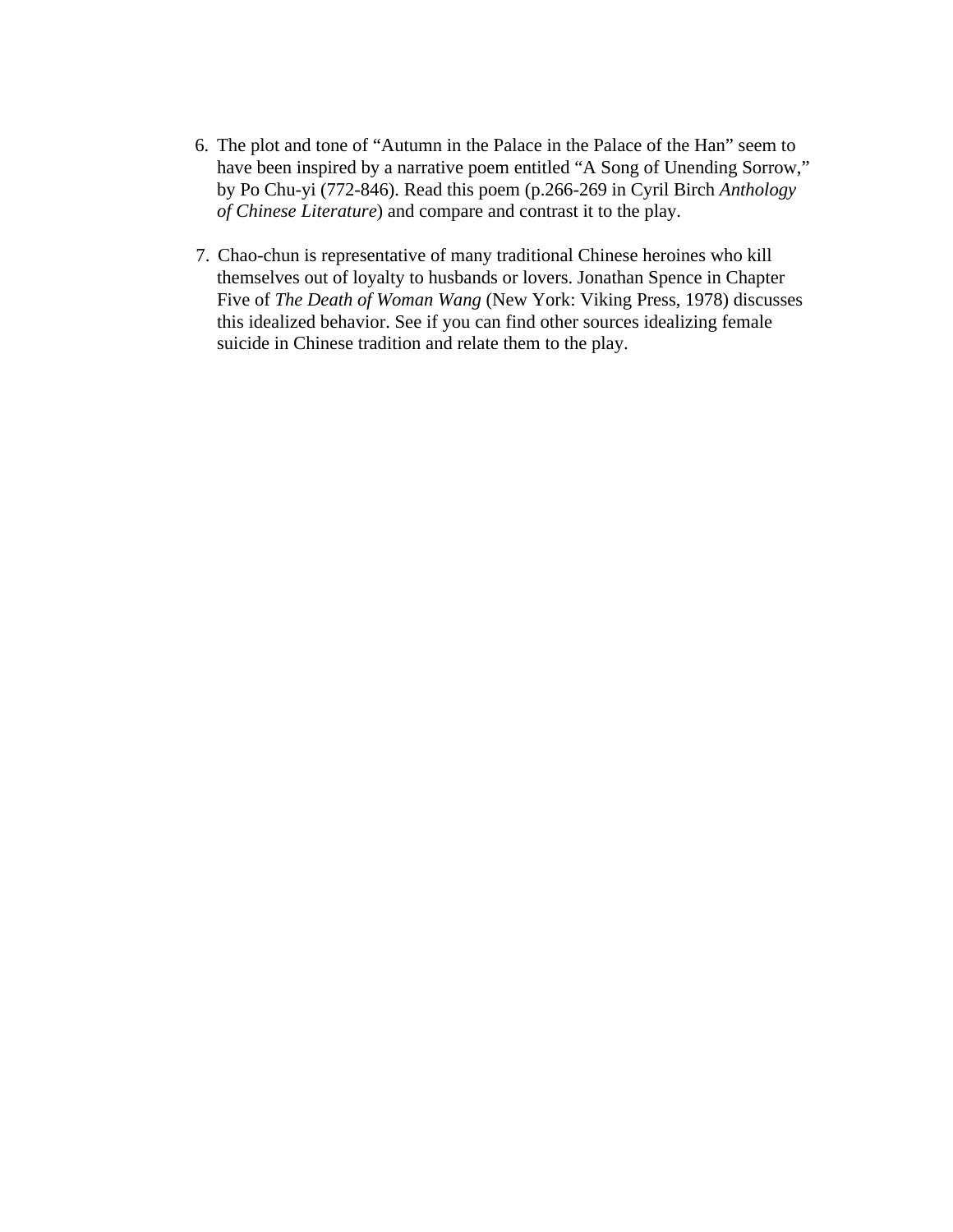6. The plot and tone of “Autumn in the Palace in the Palace of the Han” seem to have been inspired by a narrative poem entitled “A Song of Unending Sorrow,” by Po Chu-yi (772-846). Read this poem (p.266-269 in Cyril Birch *Anthology of Chinese Literature*) and compare and contrast it to the play.

7. Chao-chun is representative of many traditional Chinese heroines who kill themselves out of loyalty to husbands or lovers. Jonathan Spence in Chapter Five of *The Death of Woman Wang* (New York: Viking Press, 1978) discusses this idealized behavior. See if you can find other sources idealizing female suicide in Chinese tradition and relate them to the play.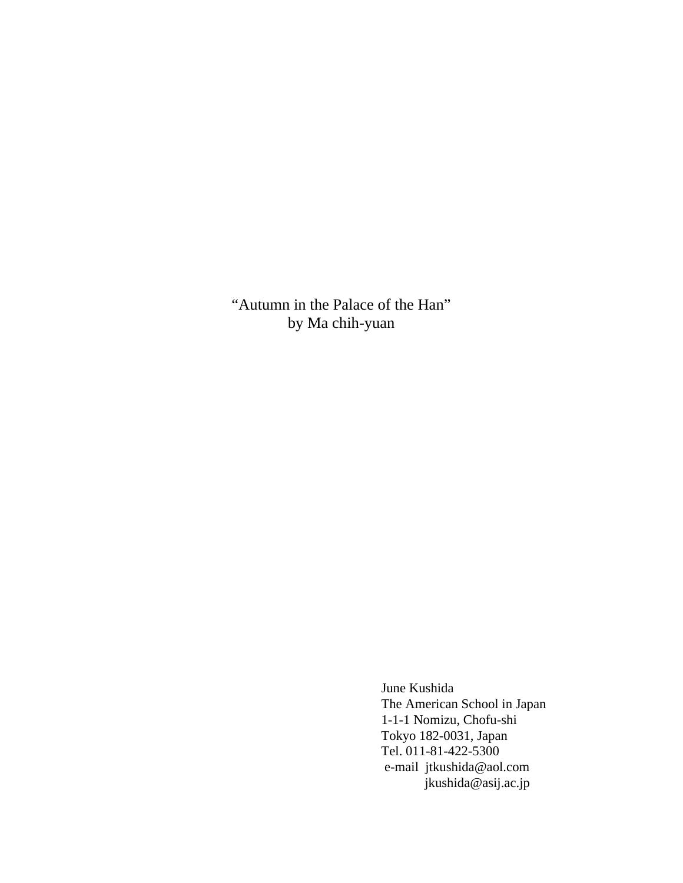"Autumn in the Palace of the Han"
by Ma chih-yuan

June Kushida
The American School in Japan
1-1-1 Nomizu, Chofu-shi
Tokyo 182-0031, Japan
Tel. 011-81-422-5300
e-mail jtkushida@aol.com
jkushida@asij.ac.jp